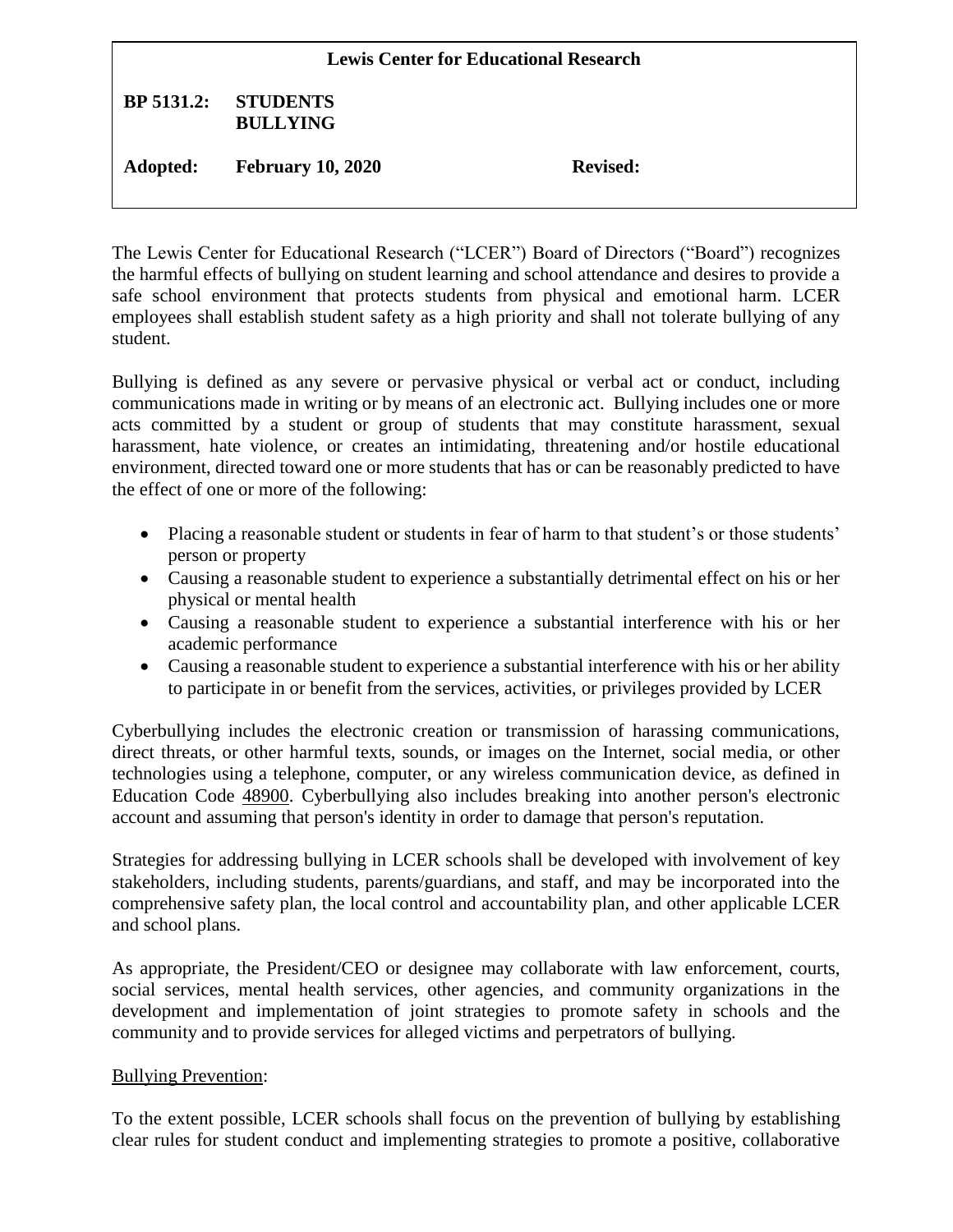**Lewis Center for Educational Research**

**BP 5131.2: STUDENTS**
**BULLYING**

**Adopted: February 10, 2020** **Revised:**

The Lewis Center for Educational Research ("LCER") Board of Directors ("Board") recognizes the harmful effects of bullying on student learning and school attendance and desires to provide a safe school environment that protects students from physical and emotional harm. LCER employees shall establish student safety as a high priority and shall not tolerate bullying of any student.

Bullying is defined as any severe or pervasive physical or verbal act or conduct, including communications made in writing or by means of an electronic act. Bullying includes one or more acts committed by a student or group of students that may constitute harassment, sexual harassment, hate violence, or creates an intimidating, threatening and/or hostile educational environment, directed toward one or more students that has or can be reasonably predicted to have the effect of one or more of the following:

- Placing a reasonable student or students in fear of harm to that student's or those students' person or property
- Causing a reasonable student to experience a substantially detrimental effect on his or her physical or mental health
- Causing a reasonable student to experience a substantial interference with his or her academic performance
- Causing a reasonable student to experience a substantial interference with his or her ability to participate in or benefit from the services, activities, or privileges provided by LCER

Cyberbullying includes the electronic creation or transmission of harassing communications, direct threats, or other harmful texts, sounds, or images on the Internet, social media, or other technologies using a telephone, computer, or any wireless communication device, as defined in Education Code 48900. Cyberbullying also includes breaking into another person's electronic account and assuming that person's identity in order to damage that person's reputation.

Strategies for addressing bullying in LCER schools shall be developed with involvement of key stakeholders, including students, parents/guardians, and staff, and may be incorporated into the comprehensive safety plan, the local control and accountability plan, and other applicable LCER and school plans.

As appropriate, the President/CEO or designee may collaborate with law enforcement, courts, social services, mental health services, other agencies, and community organizations in the development and implementation of joint strategies to promote safety in schools and the community and to provide services for alleged victims and perpetrators of bullying.

Bullying Prevention:

To the extent possible, LCER schools shall focus on the prevention of bullying by establishing clear rules for student conduct and implementing strategies to promote a positive, collaborative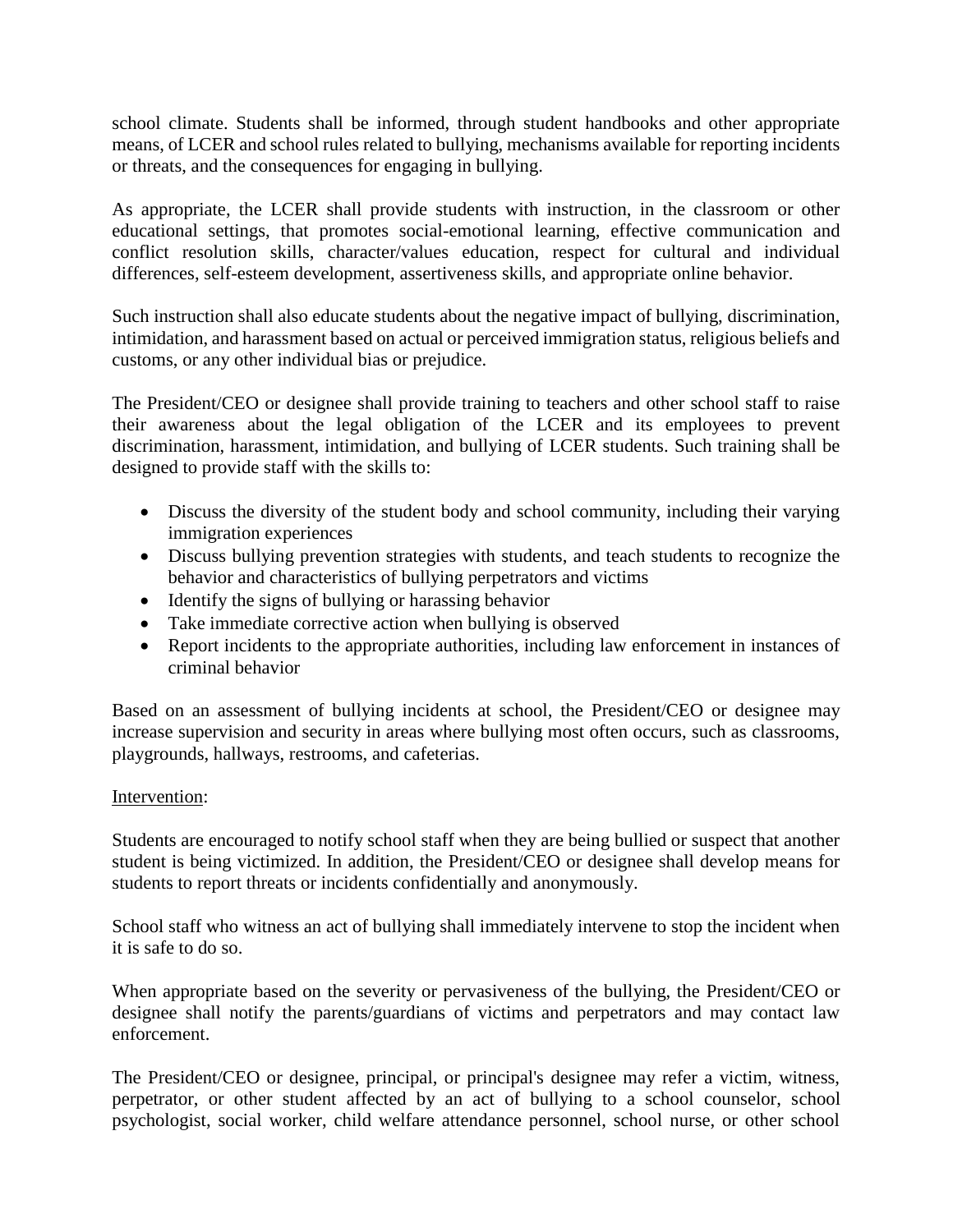school climate. Students shall be informed, through student handbooks and other appropriate means, of LCER and school rules related to bullying, mechanisms available for reporting incidents or threats, and the consequences for engaging in bullying.

As appropriate, the LCER shall provide students with instruction, in the classroom or other educational settings, that promotes social-emotional learning, effective communication and conflict resolution skills, character/values education, respect for cultural and individual differences, self-esteem development, assertiveness skills, and appropriate online behavior.

Such instruction shall also educate students about the negative impact of bullying, discrimination, intimidation, and harassment based on actual or perceived immigration status, religious beliefs and customs, or any other individual bias or prejudice.

The President/CEO or designee shall provide training to teachers and other school staff to raise their awareness about the legal obligation of the LCER and its employees to prevent discrimination, harassment, intimidation, and bullying of LCER students. Such training shall be designed to provide staff with the skills to:

- Discuss the diversity of the student body and school community, including their varying immigration experiences
- Discuss bullying prevention strategies with students, and teach students to recognize the behavior and characteristics of bullying perpetrators and victims
- Identify the signs of bullying or harassing behavior
- Take immediate corrective action when bullying is observed
- Report incidents to the appropriate authorities, including law enforcement in instances of criminal behavior

Based on an assessment of bullying incidents at school, the President/CEO or designee may increase supervision and security in areas where bullying most often occurs, such as classrooms, playgrounds, hallways, restrooms, and cafeterias.

<u>Intervention</u>:

Students are encouraged to notify school staff when they are being bullied or suspect that another student is being victimized. In addition, the President/CEO or designee shall develop means for students to report threats or incidents confidentially and anonymously.

School staff who witness an act of bullying shall immediately intervene to stop the incident when it is safe to do so.

When appropriate based on the severity or pervasiveness of the bullying, the President/CEO or designee shall notify the parents/guardians of victims and perpetrators and may contact law enforcement.

The President/CEO or designee, principal, or principal's designee may refer a victim, witness, perpetrator, or other student affected by an act of bullying to a school counselor, school psychologist, social worker, child welfare attendance personnel, school nurse, or other school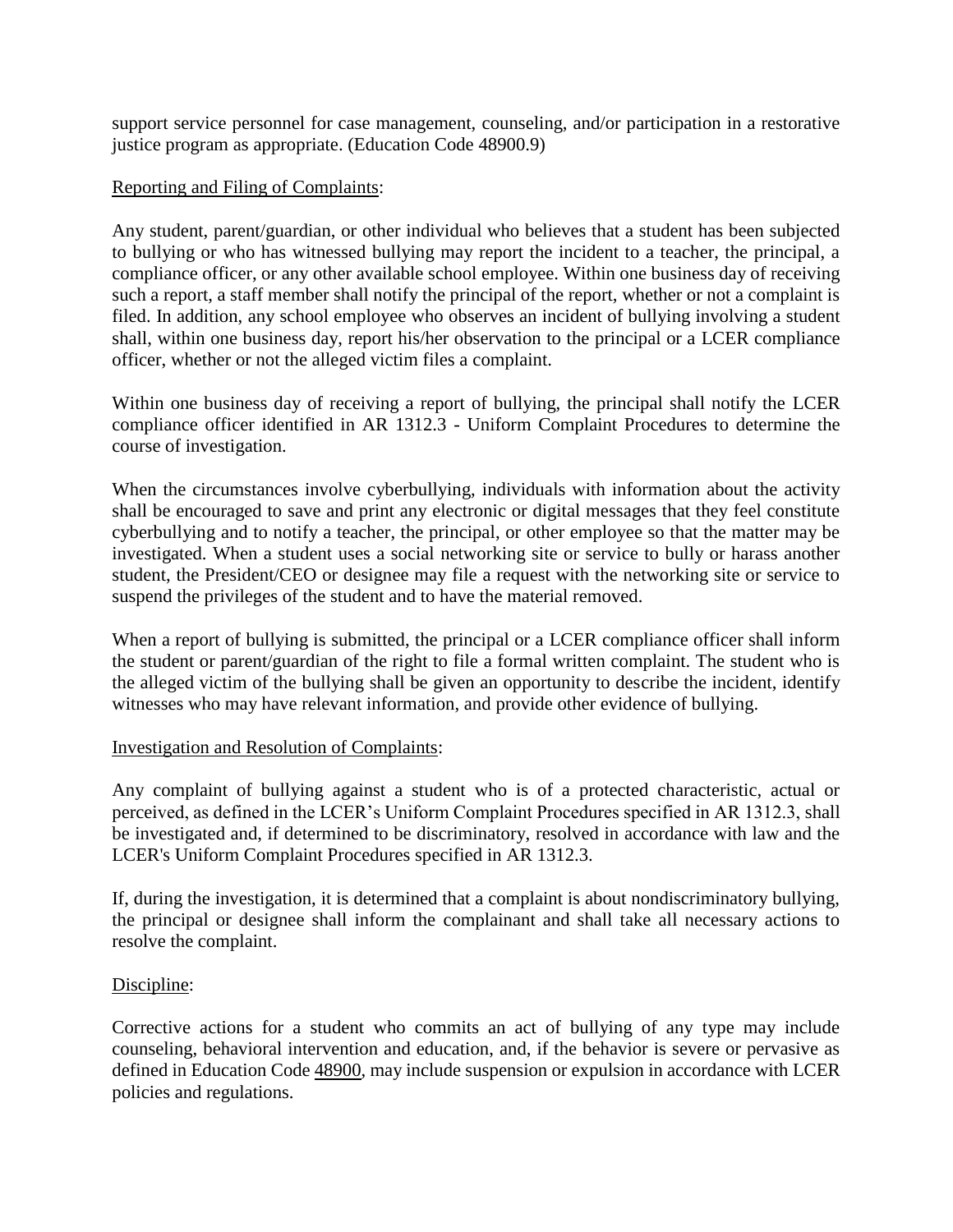support service personnel for case management, counseling, and/or participation in a restorative justice program as appropriate. (Education Code 48900.9)

Reporting and Filing of Complaints:

Any student, parent/guardian, or other individual who believes that a student has been subjected to bullying or who has witnessed bullying may report the incident to a teacher, the principal, a compliance officer, or any other available school employee. Within one business day of receiving such a report, a staff member shall notify the principal of the report, whether or not a complaint is filed. In addition, any school employee who observes an incident of bullying involving a student shall, within one business day, report his/her observation to the principal or a LCER compliance officer, whether or not the alleged victim files a complaint.

Within one business day of receiving a report of bullying, the principal shall notify the LCER compliance officer identified in AR 1312.3 - Uniform Complaint Procedures to determine the course of investigation.

When the circumstances involve cyberbullying, individuals with information about the activity shall be encouraged to save and print any electronic or digital messages that they feel constitute cyberbullying and to notify a teacher, the principal, or other employee so that the matter may be investigated. When a student uses a social networking site or service to bully or harass another student, the President/CEO or designee may file a request with the networking site or service to suspend the privileges of the student and to have the material removed.

When a report of bullying is submitted, the principal or a LCER compliance officer shall inform the student or parent/guardian of the right to file a formal written complaint. The student who is the alleged victim of the bullying shall be given an opportunity to describe the incident, identify witnesses who may have relevant information, and provide other evidence of bullying.

Investigation and Resolution of Complaints:

Any complaint of bullying against a student who is of a protected characteristic, actual or perceived, as defined in the LCER's Uniform Complaint Procedures specified in AR 1312.3, shall be investigated and, if determined to be discriminatory, resolved in accordance with law and the LCER's Uniform Complaint Procedures specified in AR 1312.3.

If, during the investigation, it is determined that a complaint is about nondiscriminatory bullying, the principal or designee shall inform the complainant and shall take all necessary actions to resolve the complaint.

Discipline:

Corrective actions for a student who commits an act of bullying of any type may include counseling, behavioral intervention and education, and, if the behavior is severe or pervasive as defined in Education Code 48900, may include suspension or expulsion in accordance with LCER policies and regulations.